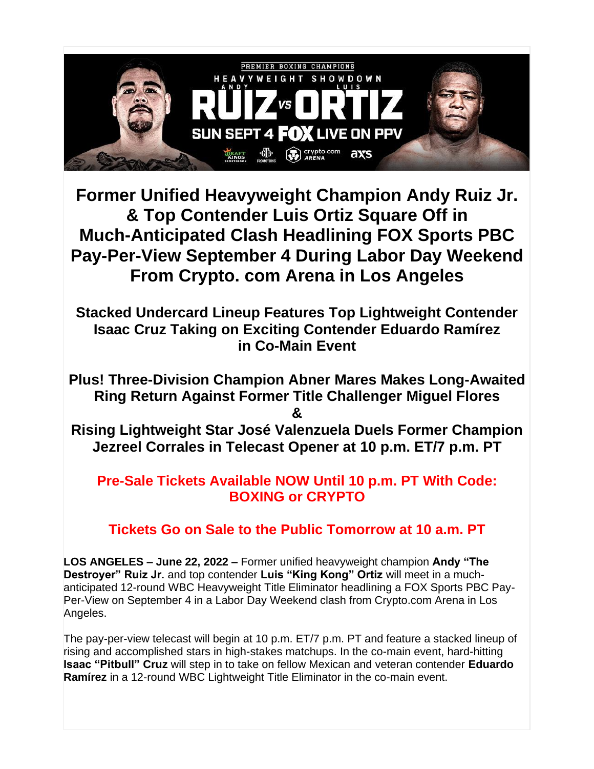# Former Unified Heavyweight Champion Andy Ruiz Jr. & Top Contender Luis Ortiz Square Off in Much-Anticipated Clash Headlining FOX Sports PBC Pay-Per-View September 4 During Labor Day Weekend From Crypto. com Arena in Los Angeles

## Stacked Undercard Lineup Features Top Lightweight Contender Isaac Cruz Taking on Exciting Contender Eduardo Ramírez in Co-Main Event

## Plus! Three-Division Champion Abner Mares Makes Long-Awaited Ring Return Against Former Title Challenger Miguel Flores & Rising Lightweight Star José Valenzuela Duels Former Champion Jezreel Corrales in Telecast Opener at 10 p.m. ET/7 p.m. PT

## Pre-Sale Tickets Available NOW Until 10 p.m. PT With Code: BOXING or CRYPTO

## Tickets Go on Sale to the Public Tomorrow at 10 a.m. PT

**LOS ANGELES – June 22, 2022 –** Former unified heavyweight champion **Andy "The Destroyer" Ruiz Jr.** and top contender **Luis "King Kong" Ortiz** will meet in a much-anticipated 12-round WBC Heavyweight Title Eliminator headlining a FOX Sports PBC Pay-Per-View on September 4 in a Labor Day Weekend clash from Crypto.com Arena in Los Angeles.

The pay-per-view telecast will begin at 10 p.m. ET/7 p.m. PT and feature a stacked lineup of rising and accomplished stars in high-stakes matchups. In the co-main event, hard-hitting **Isaac "Pitbull" Cruz** will step in to take on fellow Mexican and veteran contender **Eduardo Ramírez** in a 12-round WBC Lightweight Title Eliminator in the co-main event.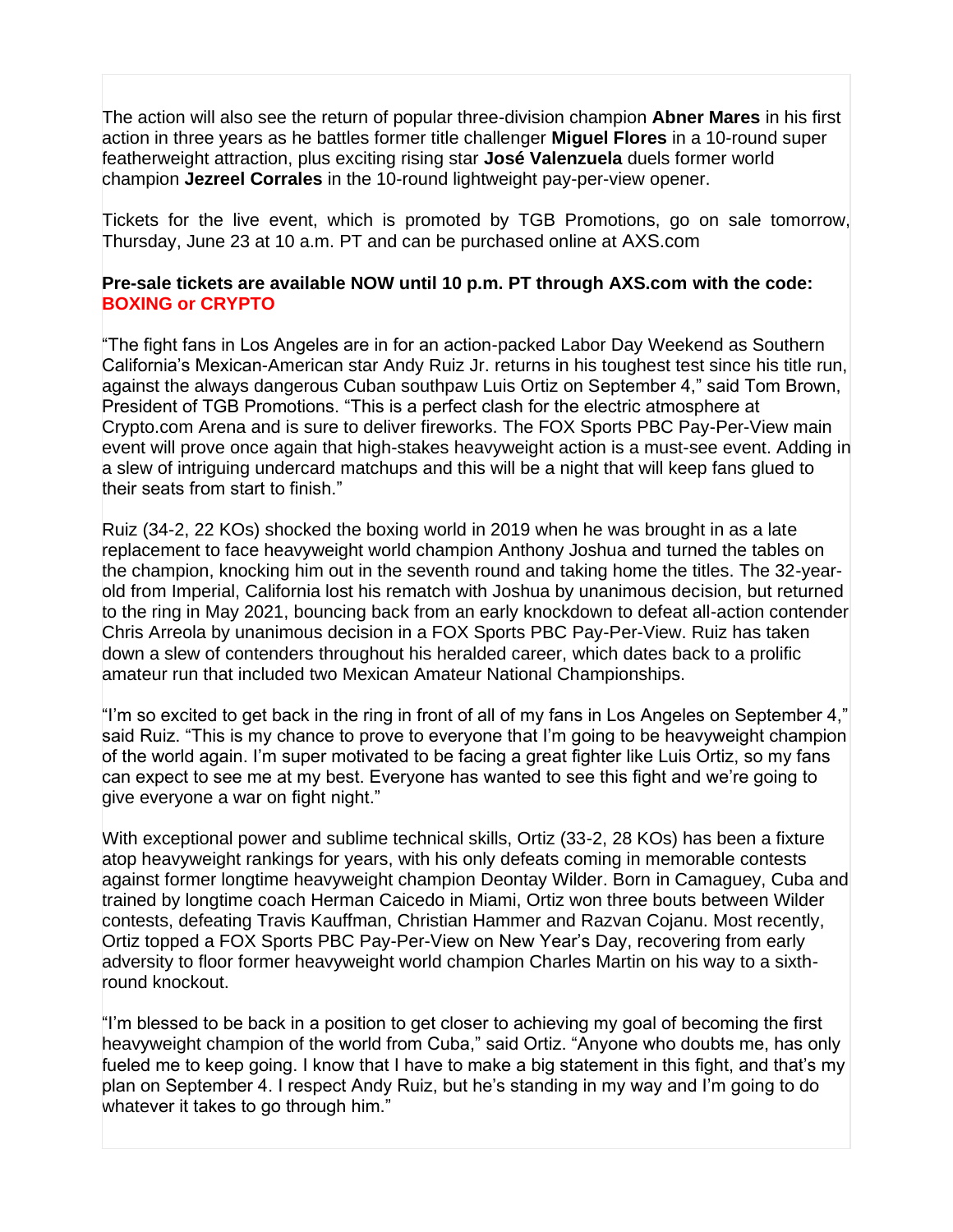The action will also see the return of popular three-division champion **Abner Mares** in his first action in three years as he battles former title challenger **Miguel Flores** in a 10-round super featherweight attraction, plus exciting rising star **José Valenzuela** duels former world champion **Jezreel Corrales** in the 10-round lightweight pay-per-view opener.

Tickets for the live event, which is promoted by TGB Promotions, go on sale tomorrow, Thursday, June 23 at 10 a.m. PT and can be purchased online at AXS.com

**Pre-sale tickets are available NOW until 10 p.m. PT through AXS.com with the code: BOXING or CRYPTO**

"The fight fans in Los Angeles are in for an action-packed Labor Day Weekend as Southern California's Mexican-American star Andy Ruiz Jr. returns in his toughest test since his title run, against the always dangerous Cuban southpaw Luis Ortiz on September 4," said Tom Brown, President of TGB Promotions. "This is a perfect clash for the electric atmosphere at Crypto.com Arena and is sure to deliver fireworks. The FOX Sports PBC Pay-Per-View main event will prove once again that high-stakes heavyweight action is a must-see event. Adding in a slew of intriguing undercard matchups and this will be a night that will keep fans glued to their seats from start to finish."

Ruiz (34-2, 22 KOs) shocked the boxing world in 2019 when he was brought in as a late replacement to face heavyweight world champion Anthony Joshua and turned the tables on the champion, knocking him out in the seventh round and taking home the titles. The 32-year-old from Imperial, California lost his rematch with Joshua by unanimous decision, but returned to the ring in May 2021, bouncing back from an early knockdown to defeat all-action contender Chris Arreola by unanimous decision in a FOX Sports PBC Pay-Per-View. Ruiz has taken down a slew of contenders throughout his heralded career, which dates back to a prolific amateur run that included two Mexican Amateur National Championships.

"I'm so excited to get back in the ring in front of all of my fans in Los Angeles on September 4," said Ruiz. "This is my chance to prove to everyone that I'm going to be heavyweight champion of the world again. I'm super motivated to be facing a great fighter like Luis Ortiz, so my fans can expect to see me at my best. Everyone has wanted to see this fight and we're going to give everyone a war on fight night."

With exceptional power and sublime technical skills, Ortiz (33-2, 28 KOs) has been a fixture atop heavyweight rankings for years, with his only defeats coming in memorable contests against former longtime heavyweight champion Deontay Wilder. Born in Camaguey, Cuba and trained by longtime coach Herman Caicedo in Miami, Ortiz won three bouts between Wilder contests, defeating Travis Kauffman, Christian Hammer and Razvan Cojanu. Most recently, Ortiz topped a FOX Sports PBC Pay-Per-View on New Year's Day, recovering from early adversity to floor former heavyweight world champion Charles Martin on his way to a sixth-round knockout.

"I'm blessed to be back in a position to get closer to achieving my goal of becoming the first heavyweight champion of the world from Cuba," said Ortiz. "Anyone who doubts me, has only fueled me to keep going. I know that I have to make a big statement in this fight, and that's my plan on September 4. I respect Andy Ruiz, but he's standing in my way and I'm going to do whatever it takes to go through him."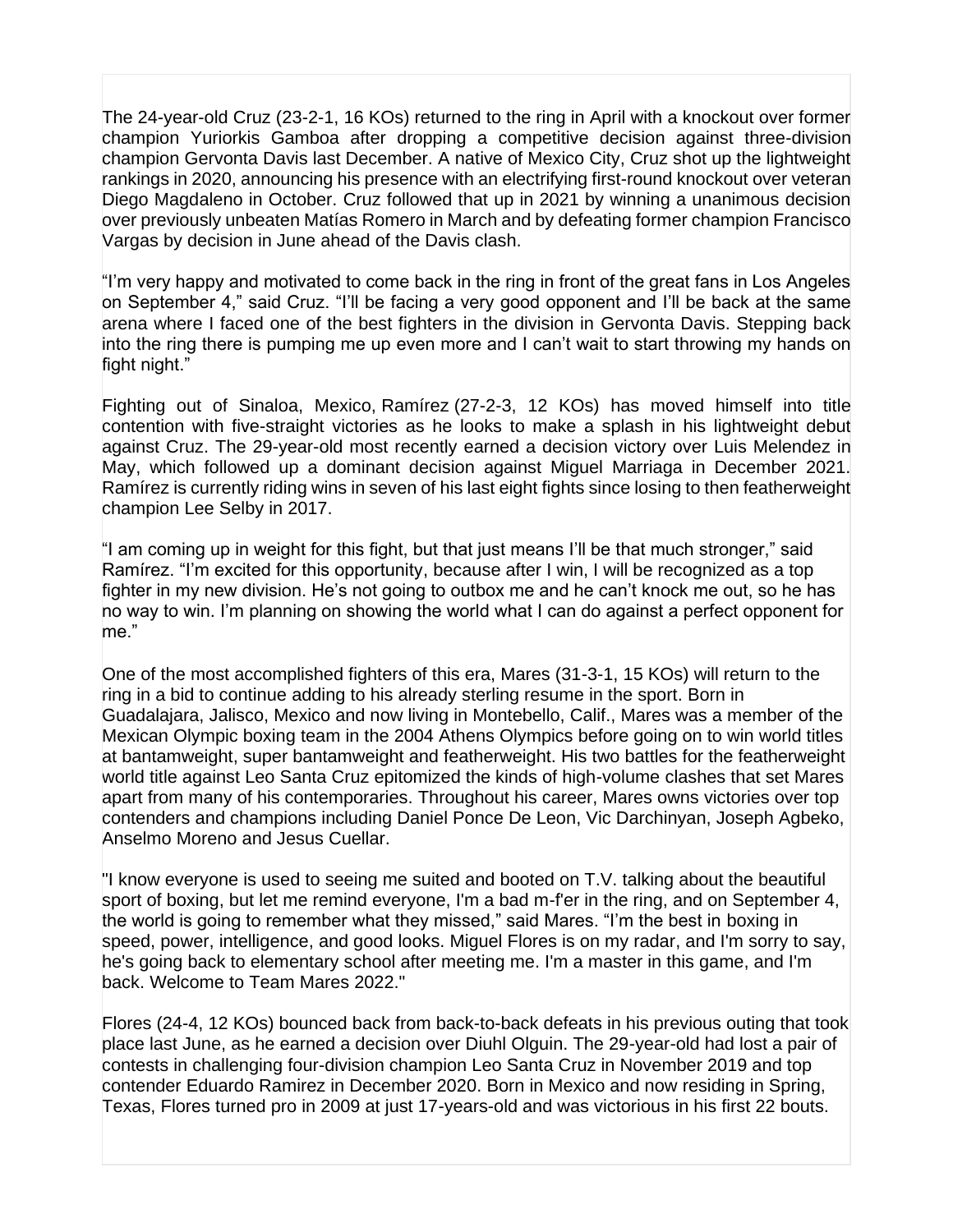The 24-year-old Cruz (23-2-1, 16 KOs) returned to the ring in April with a knockout over former champion Yuriorkis Gamboa after dropping a competitive decision against three-division champion Gervonta Davis last December. A native of Mexico City, Cruz shot up the lightweight rankings in 2020, announcing his presence with an electrifying first-round knockout over veteran Diego Magdaleno in October. Cruz followed that up in 2021 by winning a unanimous decision over previously unbeaten Matías Romero in March and by defeating former champion Francisco Vargas by decision in June ahead of the Davis clash.

"I'm very happy and motivated to come back in the ring in front of the great fans in Los Angeles on September 4," said Cruz. "I'll be facing a very good opponent and I'll be back at the same arena where I faced one of the best fighters in the division in Gervonta Davis. Stepping back into the ring there is pumping me up even more and I can't wait to start throwing my hands on fight night."

Fighting out of Sinaloa, Mexico, Ramírez (27-2-3, 12 KOs) has moved himself into title contention with five-straight victories as he looks to make a splash in his lightweight debut against Cruz. The 29-year-old most recently earned a decision victory over Luis Melendez in May, which followed up a dominant decision against Miguel Marriaga in December 2021. Ramírez is currently riding wins in seven of his last eight fights since losing to then featherweight champion Lee Selby in 2017.

"I am coming up in weight for this fight, but that just means I'll be that much stronger," said Ramírez. "I'm excited for this opportunity, because after I win, I will be recognized as a top fighter in my new division. He's not going to outbox me and he can't knock me out, so he has no way to win. I'm planning on showing the world what I can do against a perfect opponent for me."

One of the most accomplished fighters of this era, Mares (31-3-1, 15 KOs) will return to the ring in a bid to continue adding to his already sterling resume in the sport. Born in Guadalajara, Jalisco, Mexico and now living in Montebello, Calif., Mares was a member of the Mexican Olympic boxing team in the 2004 Athens Olympics before going on to win world titles at bantamweight, super bantamweight and featherweight. His two battles for the featherweight world title against Leo Santa Cruz epitomized the kinds of high-volume clashes that set Mares apart from many of his contemporaries. Throughout his career, Mares owns victories over top contenders and champions including Daniel Ponce De Leon, Vic Darchinyan, Joseph Agbeko, Anselmo Moreno and Jesus Cuellar.

"I know everyone is used to seeing me suited and booted on T.V. talking about the beautiful sport of boxing, but let me remind everyone, I'm a bad m-f'er in the ring, and on September 4, the world is going to remember what they missed," said Mares. "I'm the best in boxing in speed, power, intelligence, and good looks. Miguel Flores is on my radar, and I'm sorry to say, he's going back to elementary school after meeting me. I'm a master in this game, and I'm back. Welcome to Team Mares 2022."

Flores (24-4, 12 KOs) bounced back from back-to-back defeats in his previous outing that took place last June, as he earned a decision over Diuhl Olguin. The 29-year-old had lost a pair of contests in challenging four-division champion Leo Santa Cruz in November 2019 and top contender Eduardo Ramirez in December 2020. Born in Mexico and now residing in Spring, Texas, Flores turned pro in 2009 at just 17-years-old and was victorious in his first 22 bouts.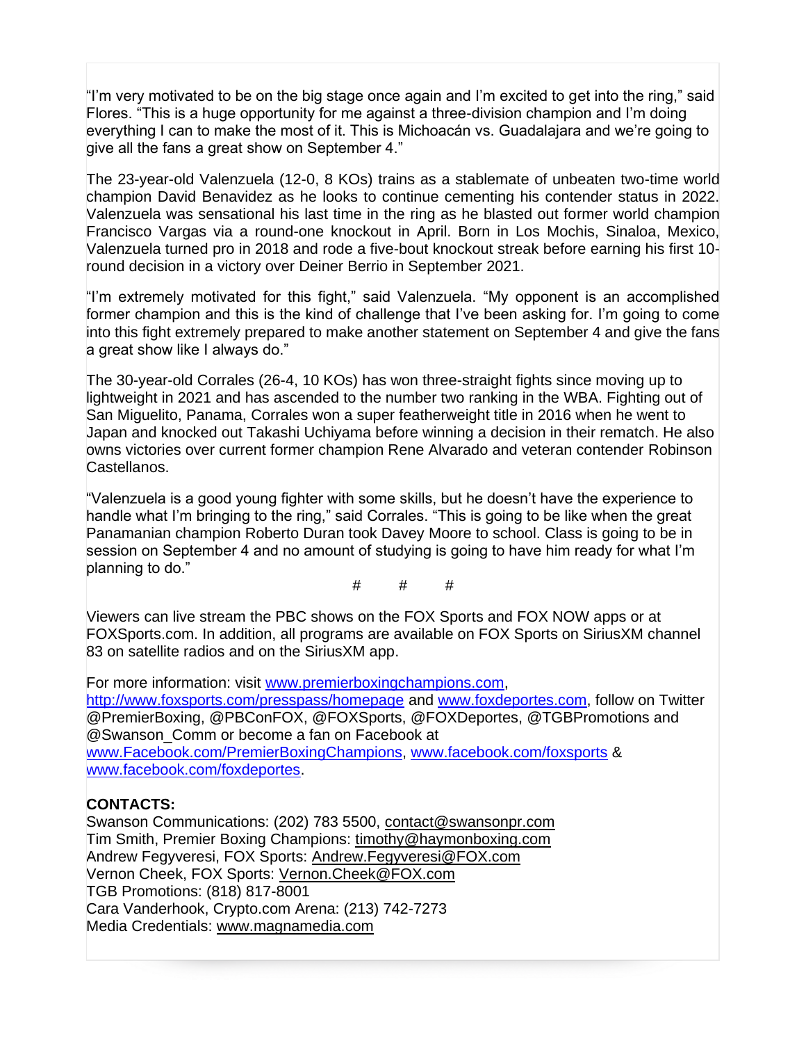"I'm very motivated to be on the big stage once again and I'm excited to get into the ring," said Flores. "This is a huge opportunity for me against a three-division champion and I'm doing everything I can to make the most of it. This is Michoacán vs. Guadalajara and we're going to give all the fans a great show on September 4."

The 23-year-old Valenzuela (12-0, 8 KOs) trains as a stablemate of unbeaten two-time world champion David Benavidez as he looks to continue cementing his contender status in 2022. Valenzuela was sensational his last time in the ring as he blasted out former world champion Francisco Vargas via a round-one knockout in April. Born in Los Mochis, Sinaloa, Mexico, Valenzuela turned pro in 2018 and rode a five-bout knockout streak before earning his first 10-round decision in a victory over Deiner Berrio in September 2021.

"I'm extremely motivated for this fight," said Valenzuela. "My opponent is an accomplished former champion and this is the kind of challenge that I've been asking for. I'm going to come into this fight extremely prepared to make another statement on September 4 and give the fans a great show like I always do."

The 30-year-old Corrales (26-4, 10 KOs) has won three-straight fights since moving up to lightweight in 2021 and has ascended to the number two ranking in the WBA. Fighting out of San Miguelito, Panama, Corrales won a super featherweight title in 2016 when he went to Japan and knocked out Takashi Uchiyama before winning a decision in their rematch. He also owns victories over current former champion Rene Alvarado and veteran contender Robinson Castellanos.

"Valenzuela is a good young fighter with some skills, but he doesn't have the experience to handle what I'm bringing to the ring," said Corrales. "This is going to be like when the great Panamanian champion Roberto Duran took Davey Moore to school. Class is going to be in session on September 4 and no amount of studying is going to have him ready for what I'm planning to do."

# # #

Viewers can live stream the PBC shows on the FOX Sports and FOX NOW apps or at FOXSports.com. In addition, all programs are available on FOX Sports on SiriusXM channel 83 on satellite radios and on the SiriusXM app.

For more information: visit www.premierboxingchampions.com, http://www.foxsports.com/presspass/homepage and www.foxdeportes.com, follow on Twitter @PremierBoxing, @PBConFOX, @FOXSports, @FOXDeportes, @TGBPromotions and @Swanson_Comm or become a fan on Facebook at www.Facebook.com/PremierBoxingChampions, www.facebook.com/foxsports & www.facebook.com/foxdeportes.

**CONTACTS:**
Swanson Communications: (202) 783 5500, contact@swansonpr.com
Tim Smith, Premier Boxing Champions: timothy@haymonboxing.com
Andrew Fegyveresi, FOX Sports: Andrew.Fegyveresi@FOX.com
Vernon Cheek, FOX Sports: Vernon.Cheek@FOX.com
TGB Promotions: (818) 817-8001
Cara Vanderhook, Crypto.com Arena: (213) 742-7273
Media Credentials: www.magnamedia.com